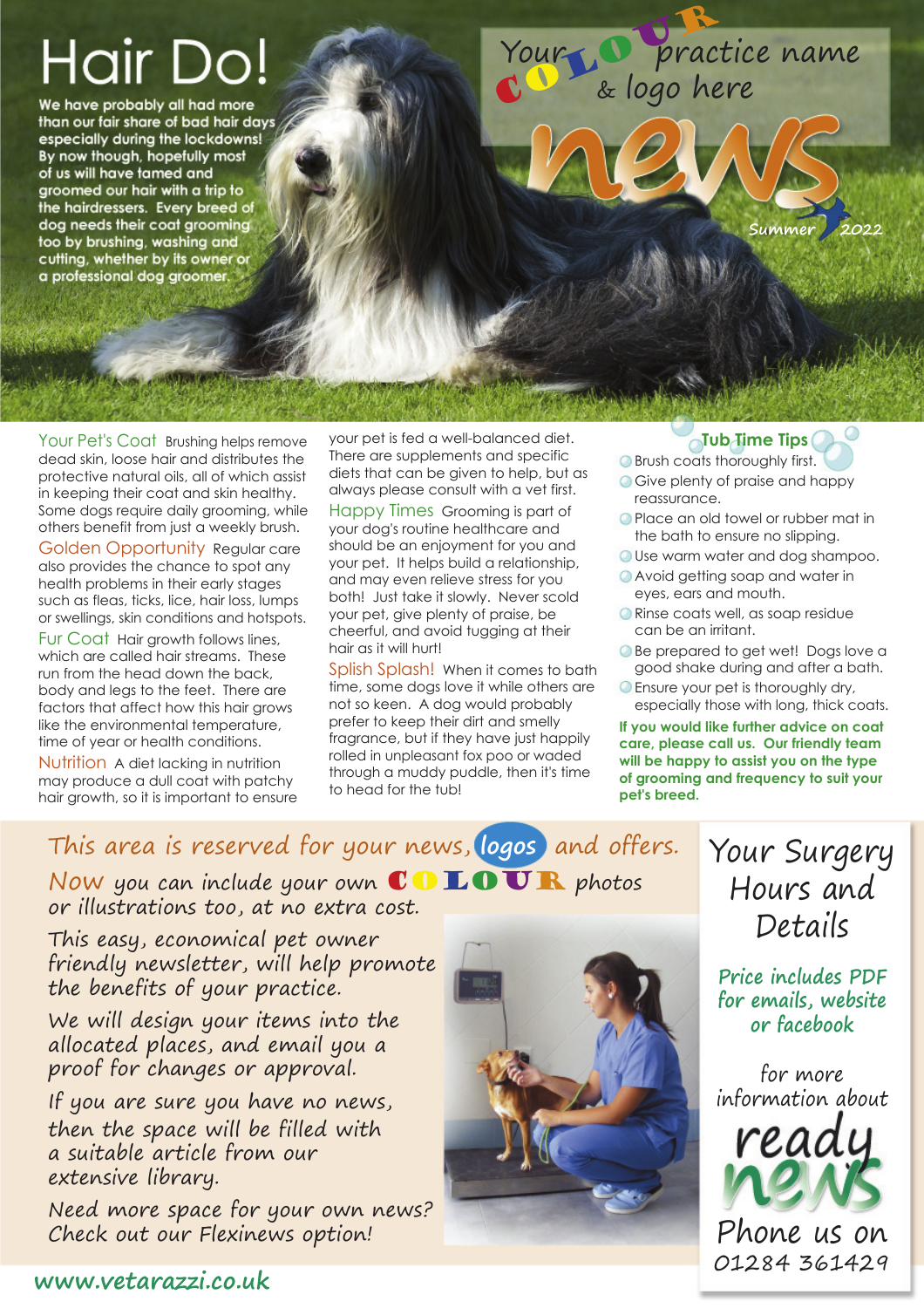# Hair Do!

We have probably all had more than our fair share of bad hair days especially during the lockdowns! By now though, hopefully most of us will have tamed and groomed our hair with a trip to the hairdressers. Every breed of dog needs their coat grooming too by brushing, washing and cutting, whether by its owner or a professional dog groomer.

Your COLOUR practice name & logo here

**news**

Summer 2022

**Your Pet's Coat** Brushing helps remove dead skin, loose hair and distributes the protective natural oils, all of which assist in keeping their coat and skin healthy. Some dogs require daily grooming, while others benefit from just a weekly brush.

**Golden Opportunity** Regular care also provides the chance to spot any health problems in their early stages such as fleas, ticks, lice, hair loss, lumps or swellings, skin conditions and hotspots.

**Fur Coat** Hair growth follows lines, which are called hair streams. These run from the head down the back, body and legs to the feet. There are factors that affect how this hair grows like the environmental temperature, time of year or health conditions.

**Nutrition** A diet lacking in nutrition may produce a dull coat with patchy hair growth, so it is important to ensure your pet is fed a well-balanced diet. There are supplements and specific diets that can be given to help, but as always please consult with a vet first.

**Happy Times** Grooming is part of your dog's routine healthcare and should be an enjoyment for you and your pet. It helps build a relationship, and may even relieve stress for you both! Just take it slowly. Never scold your pet, give plenty of praise, be cheerful, and avoid tugging at their hair as it will hurt!

**Splish Splash!** When it comes to bath time, some dogs love it while others are not so keen. A dog would probably prefer to keep their dirt and smelly fragrance, but if they have just happily rolled in unpleasant fox poo or waded through a muddy puddle, then it's time to head for the tub!

## Tub Time Tips

- Brush coats thoroughly first.
- Give plenty of praise and happy reassurance.
- Place an old towel or rubber mat in the bath to ensure no slipping.
- Use warm water and dog shampoo.
- Avoid getting soap and water in eyes, ears and mouth.
- Rinse coats well, as soap residue can be an irritant.
- Be prepared to get wet! Dogs love a good shake during and after a bath.
- Ensure your pet is thoroughly dry, especially those with long, thick coats.

**If you would like further advice on coat care, please call us. Our friendly team will be happy to assist you on the type of grooming and frequency to suit your pet's breed.**

This area is reserved for your news, logos and offers.

Now you can include your own COLOUR photos or illustrations too, at no extra cost.

This easy, economical pet owner friendly newsletter, will help promote the benefits of your practice.

We will design your items into the allocated places, and email you a proof for changes or approval.

If you are sure you have no news, then the space will be filled with a suitable article from our extensive library.

Need more space for your own news? Check out our Flexinews option!

Your Surgery Hours and Details

Price includes PDF for emails, website or facebook

for more information about

ready news

Phone us on 01284 361429

www.vetarazzi.co.uk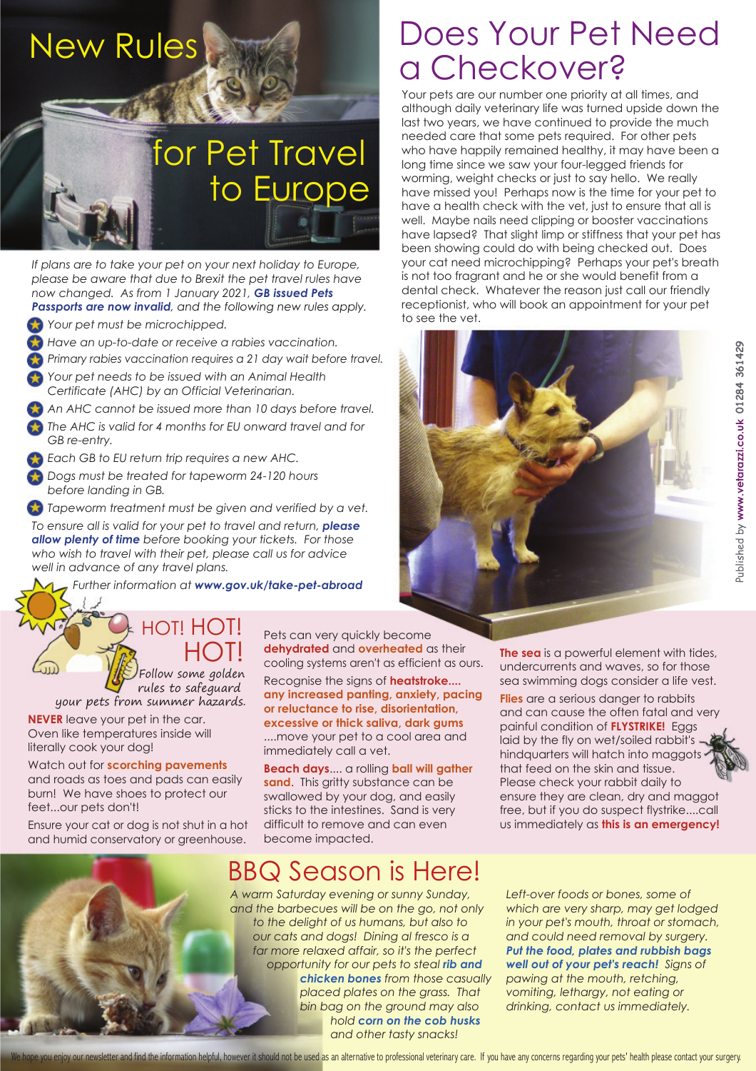# New Rules for Pet Travel to Europe

*If plans are to take your pet on your next holiday to Europe, please be aware that due to Brexit the pet travel rules have now changed. As from 1 January 2021, **GB issued Pets Passports are now invalid**, and the following new rules apply.*

- *Your pet must be microchipped.*
- *Have an up-to-date or receive a rabies vaccination.*
- *Primary rabies vaccination requires a 21 day wait before travel.*
- *Your pet needs to be issued with an Animal Health Certificate (AHC) by an Official Veterinarian.*
- *An AHC cannot be issued more than 10 days before travel.*
- *The AHC is valid for 4 months for EU onward travel and for GB re-entry.*
- *Each GB to EU return trip requires a new AHC.*
- *Dogs must be treated for tapeworm 24-120 hours before landing in GB.*
- *Tapeworm treatment must be given and verified by a vet.*

*To ensure all is valid for your pet to travel and return, **please allow plenty of time** before booking your tickets. For those who wish to travel with their pet, please call us for advice well in advance of any travel plans.*

*Further information at **www.gov.uk/take-pet-abroad***

# Does Your Pet Need a Checkover?

Your pets are our number one priority at all times, and although daily veterinary life was turned upside down the last two years, we have continued to provide the much needed care that some pets required. For other pets who have happily remained healthy, it may have been a long time since we saw your four-legged friends for worming, weight checks or just to say hello. We really have missed you! Perhaps now is the time for your pet to have a health check with the vet, just to ensure that all is well. Maybe nails need clipping or booster vaccinations have lapsed? That slight limp or stiffness that your pet has been showing could do with being checked out. Does your cat need microchipping? Perhaps your pet's breath is not too fragrant and he or she would benefit from a dental check. Whatever the reason just call our friendly receptionist, who will book an appointment for your pet to see the vet.

# HOT! HOT! HOT!

*Follow some golden rules to safeguard your pets from summer hazards.*

**NEVER** leave your pet in the car. Oven like temperatures inside will literally cook your dog!

Watch out for **scorching pavements** and roads as toes and pads can easily burn! We have shoes to protect our feet...our pets don't!

Ensure your cat or dog is not shut in a hot and humid conservatory or greenhouse.

Pets can very quickly become **dehydrated** and **overheated** as their cooling systems aren't as efficient as ours.

Recognise the signs of **heatstroke.... any increased panting, anxiety, pacing or reluctance to rise, disorientation, excessive or thick saliva, dark gums** ....move your pet to a cool area and immediately call a vet.

**Beach days**.... a rolling **ball will gather sand**. This gritty substance can be swallowed by your dog, and easily sticks to the intestines. Sand is very difficult to remove and can even become impacted.

**The sea** is a powerful element with tides, undercurrents and waves, so for those sea swimming dogs consider a life vest.

**Flies** are a serious danger to rabbits and can cause the often fatal and very painful condition of **FLYSTRIKE!** Eggs laid by the fly on wet/soiled rabbit's hindquarters will hatch into maggots that feed on the skin and tissue. Please check your rabbit daily to ensure they are clean, dry and maggot free, but if you do suspect flystrike....call us immediately as **this is an emergency!**

# BBQ Season is Here!

*A warm Saturday evening or sunny Sunday, and the barbecues will be on the go, not only to the delight of us humans, but also to our cats and dogs! Dining al fresco is a far more relaxed affair, so it's the perfect opportunity for our pets to steal **rib and chicken bones** from those casually placed plates on the grass. That bin bag on the ground may also hold **corn on the cob husks** and other tasty snacks!*

*Left-over foods or bones, some of which are very sharp, may get lodged in your pet's mouth, throat or stomach, and could need removal by surgery. **Put the food, plates and rubbish bags well out of your pet's reach!** Signs of pawing at the mouth, retching, vomiting, lethargy, not eating or drinking, contact us immediately.*

We hope you enjoy our newsletter and find the information helpful, however it should not be used as an alternative to professional veterinary care. If you have any concerns regarding your pets' health please contact your surgery.